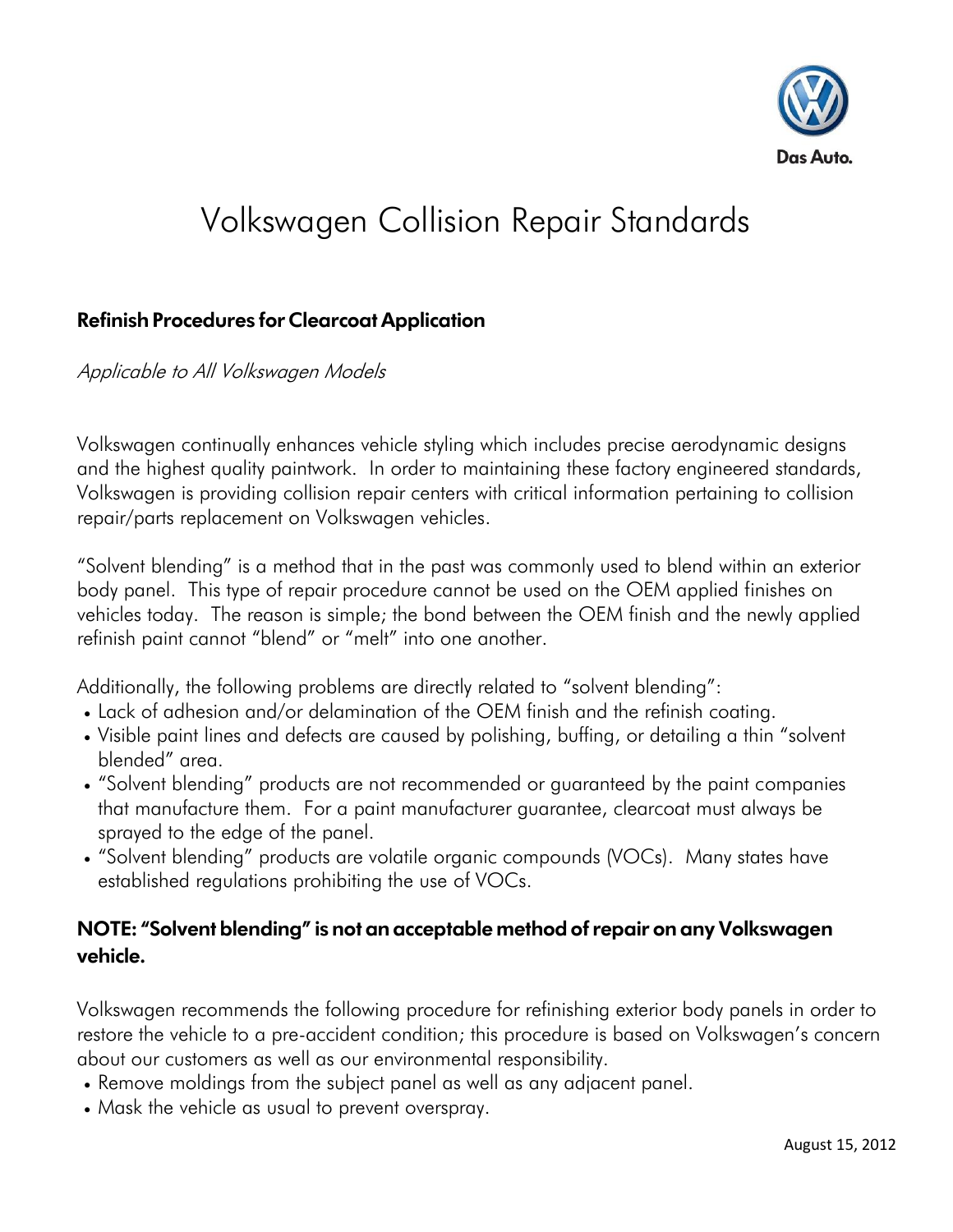# Volkswagen Collision Repair Standards

## Refinish Procedures for Clearcoat Application

*Applicable to All Volkswagen Models*

Volkswagen continually enhances vehicle styling which includes precise aerodynamic designs and the highest quality paintwork. In order to maintaining these factory engineered standards, Volkswagen is providing collision repair centers with critical information pertaining to collision repair/parts replacement on Volkswagen vehicles.

"Solvent blending" is a method that in the past was commonly used to blend within an exterior body panel. This type of repair procedure cannot be used on the OEM applied finishes on vehicles today. The reason is simple; the bond between the OEM finish and the newly applied refinish paint cannot "blend" or "melt" into one another.

Additionally, the following problems are directly related to "solvent blending":

- Lack of adhesion and/or delamination of the OEM finish and the refinish coating.
- Visible paint lines and defects are caused by polishing, buffing, or detailing a thin "solvent blended" area.
- "Solvent blending" products are not recommended or guaranteed by the paint companies that manufacture them. For a paint manufacturer guarantee, clearcoat must always be sprayed to the edge of the panel.
- "Solvent blending" products are volatile organic compounds (VOCs). Many states have established regulations prohibiting the use of VOCs.

**NOTE: "Solvent blending" is not an acceptable method of repair on any Volkswagen vehicle.**

Volkswagen recommends the following procedure for refinishing exterior body panels in order to restore the vehicle to a pre-accident condition; this procedure is based on Volkswagen's concern about our customers as well as our environmental responsibility.

- Remove moldings from the subject panel as well as any adjacent panel.
- Mask the vehicle as usual to prevent overspray.

August 15, 2012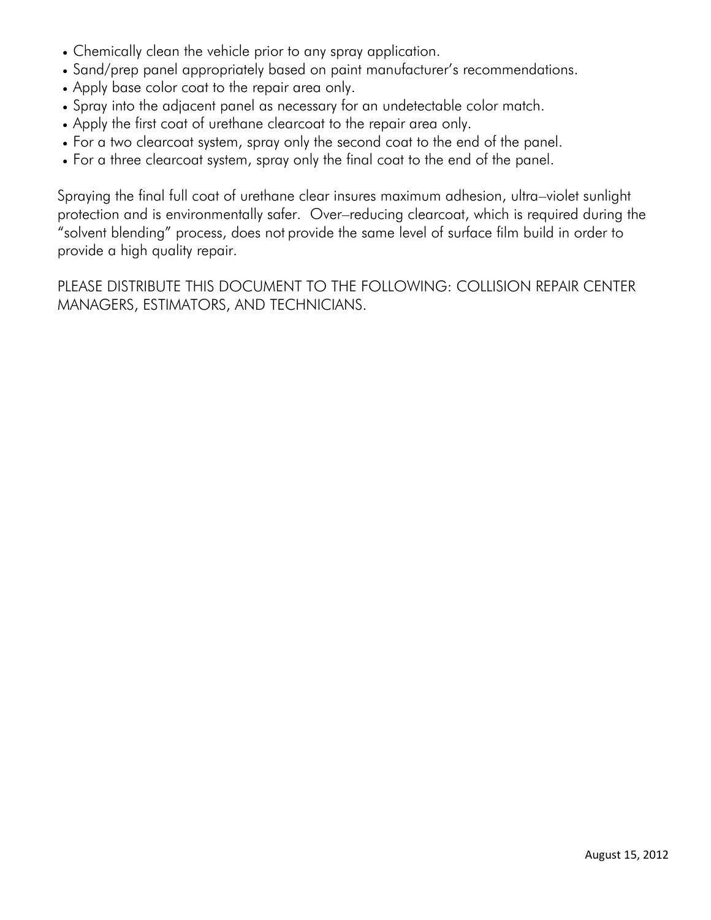- Chemically clean the vehicle prior to any spray application.
- Sand/prep panel appropriately based on paint manufacturer's recommendations.
- Apply base color coat to the repair area only.
- Spray into the adjacent panel as necessary for an undetectable color match.
- Apply the first coat of urethane clearcoat to the repair area only.
- For a two clearcoat system, spray only the second coat to the end of the panel.
- For a three clearcoat system, spray only the final coat to the end of the panel.

Spraying the final full coat of urethane clear insures maximum adhesion, ultra–violet sunlight protection and is environmentally safer. Over–reducing clearcoat, which is required during the "solvent blending" process, does not provide the same level of surface film build in order to provide a high quality repair.

PLEASE DISTRIBUTE THIS DOCUMENT TO THE FOLLOWING: COLLISION REPAIR CENTER MANAGERS, ESTIMATORS, AND TECHNICIANS.

August 15, 2012